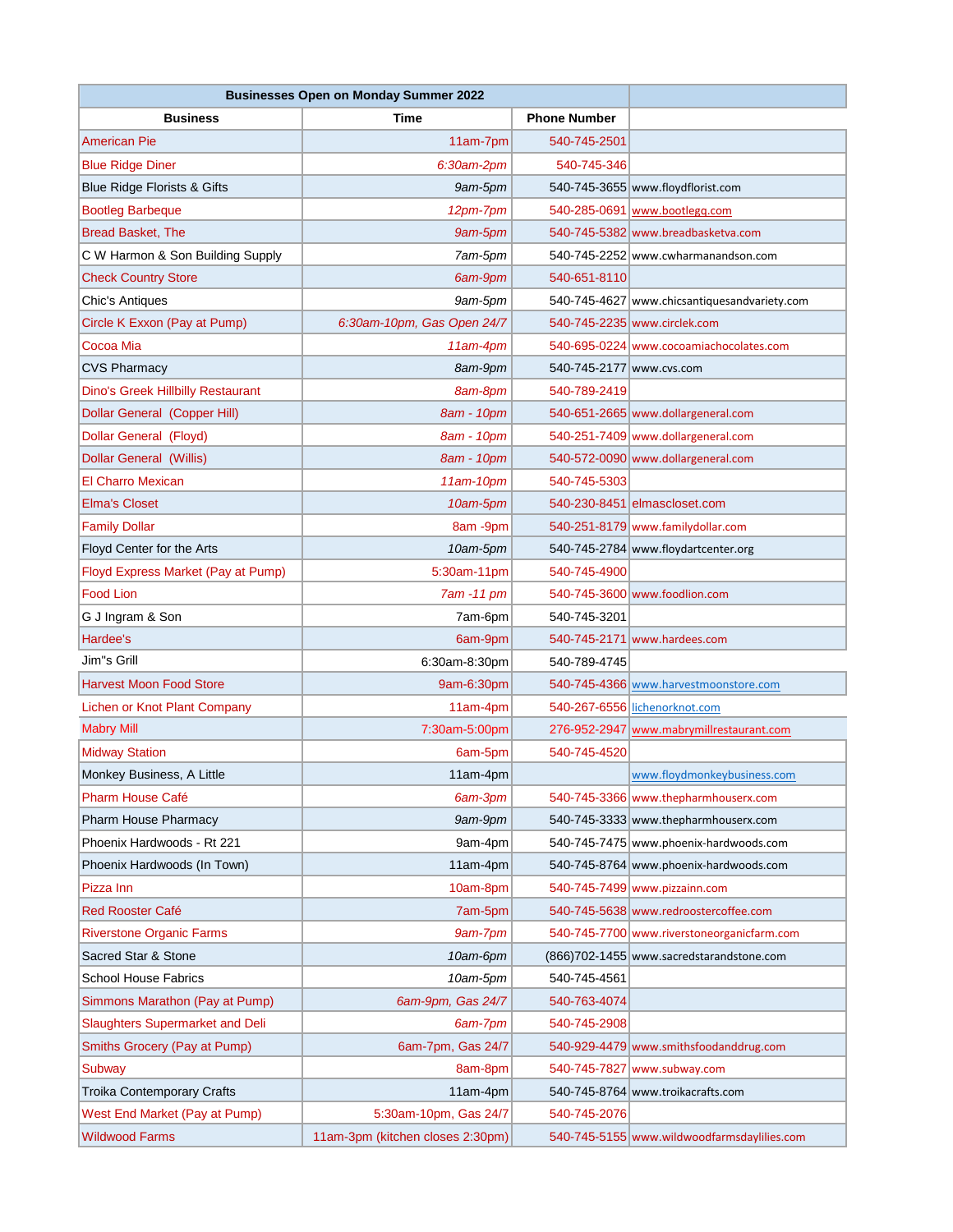| Businesses Open on Monday Summer 2022 | | | |
|---|---|---|---|
| **Business** | **Time** | **Phone Number** | |
| American Pie | 11am-7pm | 540-745-2501 | |
| Blue Ridge Diner | 6:30am-2pm | 540-745-346 | |
| Blue Ridge Florists & Gifts | 9am-5pm | 540-745-3655 | www.floydflorist.com |
| Bootleg Barbeque | 12pm-7pm | 540-285-0691 | www.bootlegq.com |
| Bread Basket, The | 9am-5pm | 540-745-5382 | www.breadbasketva.com |
| C W Harmon & Son Building Supply | 7am-5pm | 540-745-2252 | www.cwharmanandson.com |
| Check Country Store | 6am-9pm | 540-651-8110 | |
| Chic's Antiques | 9am-5pm | 540-745-4627 | www.chicsantiquesandvariety.com |
| Circle K Exxon (Pay at Pump) | 6:30am-10pm, Gas Open 24/7 | 540-745-2235 | www.circlek.com |
| Cocoa Mia | 11am-4pm | 540-695-0224 | www.cocoamiachocolates.com |
| CVS Pharmacy | 8am-9pm | 540-745-2177 | www.cvs.com |
| Dino's Greek Hillbilly Restaurant | 8am-8pm | 540-789-2419 | |
| Dollar General (Copper Hill) | 8am - 10pm | 540-651-2665 | www.dollargeneral.com |
| Dollar General (Floyd) | 8am - 10pm | 540-251-7409 | www.dollargeneral.com |
| Dollar General (Willis) | 8am - 10pm | 540-572-0090 | www.dollargeneral.com |
| El Charro Mexican | 11am-10pm | 540-745-5303 | |
| Elma's Closet | 10am-5pm | 540-230-8451 | elmascloset.com |
| Family Dollar | 8am -9pm | 540-251-8179 | www.familydollar.com |
| Floyd Center for the Arts | 10am-5pm | 540-745-2784 | www.floydartcenter.org |
| Floyd Express Market (Pay at Pump) | 5:30am-11pm | 540-745-4900 | |
| Food Lion | 7am -11 pm | 540-745-3600 | www.foodlion.com |
| G J Ingram & Son | 7am-6pm | 540-745-3201 | |
| Hardee's | 6am-9pm | 540-745-2171 | www.hardees.com |
| Jim"s Grill | 6:30am-8:30pm | 540-789-4745 | |
| Harvest Moon Food Store | 9am-6:30pm | 540-745-4366 | www.harvestmoonstore.com |
| Lichen or Knot Plant Company | 11am-4pm | 540-267-6556 | lichenorknot.com |
| Mabry Mill | 7:30am-5:00pm | 276-952-2947 | www.mabrymillrestaurant.com |
| Midway Station | 6am-5pm | 540-745-4520 | |
| Monkey Business, A Little | 11am-4pm | | www.floydmonkeybusiness.com |
| Pharm House Café | 6am-3pm | 540-745-3366 | www.thepharmhouserx.com |
| Pharm House Pharmacy | 9am-9pm | 540-745-3333 | www.thepharmhouserx.com |
| Phoenix Hardwoods - Rt 221 | 9am-4pm | 540-745-7475 | www.phoenix-hardwoods.com |
| Phoenix Hardwoods (In Town) | 11am-4pm | 540-745-8764 | www.phoenix-hardwoods.com |
| Pizza Inn | 10am-8pm | 540-745-7499 | www.pizzainn.com |
| Red Rooster Café | 7am-5pm | 540-745-5638 | www.redroostercoffee.com |
| Riverstone Organic Farms | 9am-7pm | 540-745-7700 | www.riverstoneorganicfarm.com |
| Sacred Star & Stone | 10am-6pm | (866)702-1455 | www.sacredstarandstone.com |
| School House Fabrics | 10am-5pm | 540-745-4561 | |
| Simmons Marathon (Pay at Pump) | 6am-9pm, Gas 24/7 | 540-763-4074 | |
| Slaughters Supermarket and Deli | 6am-7pm | 540-745-2908 | |
| Smiths Grocery (Pay at Pump) | 6am-7pm, Gas 24/7 | 540-929-4479 | www.smithsfoodanddrug.com |
| Subway | 8am-8pm | 540-745-7827 | www.subway.com |
| Troika Contemporary Crafts | 11am-4pm | 540-745-8764 | www.troikacrafts.com |
| West End Market (Pay at Pump) | 5:30am-10pm, Gas 24/7 | 540-745-2076 | |
| Wildwood Farms | 11am-3pm (kitchen closes 2:30pm) | 540-745-5155 | www.wildwoodfarmsdaylilies.com |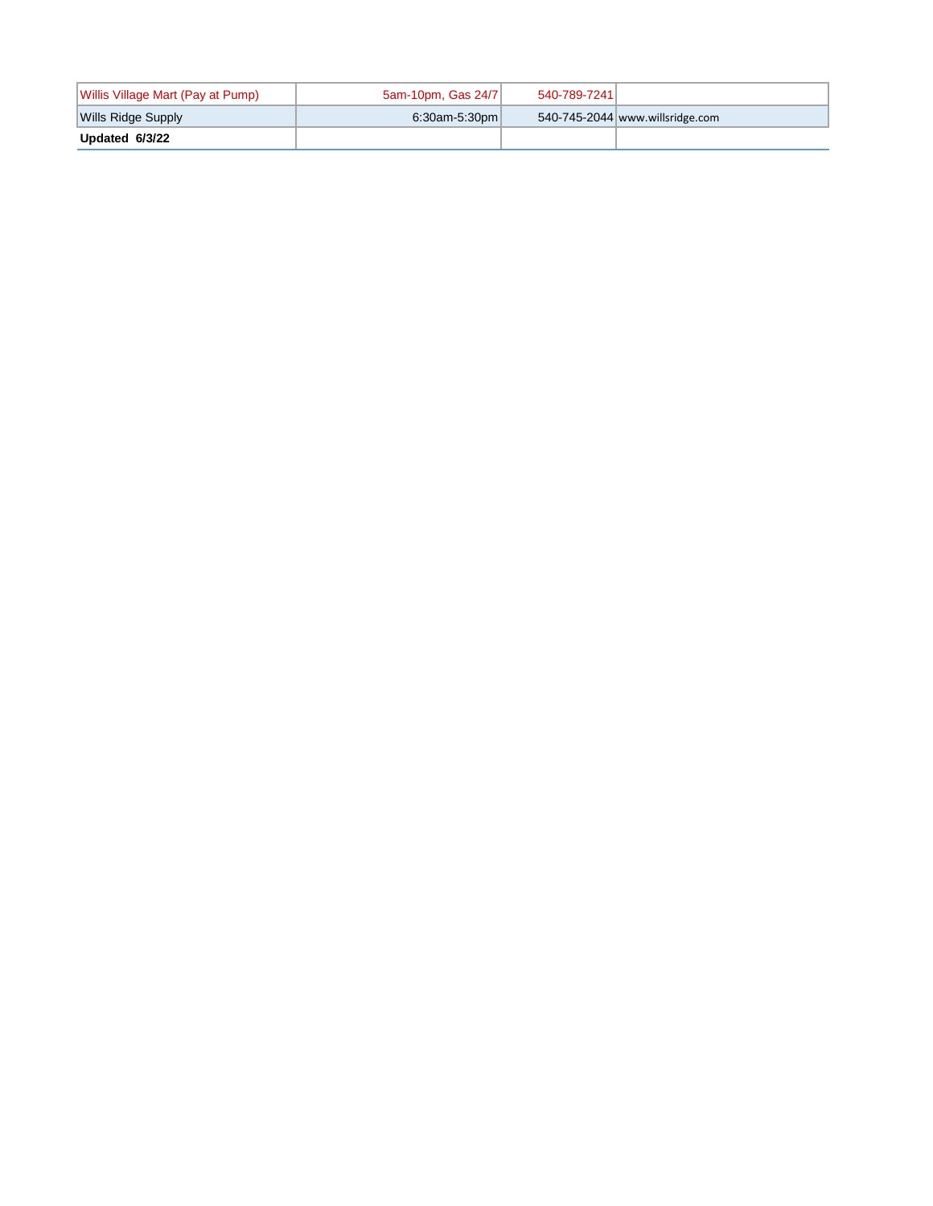| | | | |
|---|---|---|---|
| Willis Village Mart (Pay at Pump) | 5am-10pm, Gas 24/7 | 540-789-7241 | |
| Wills Ridge Supply | 6:30am-5:30pm | 540-745-2044 | www.willsridge.com |
| **Updated 6/3/22** | | | |